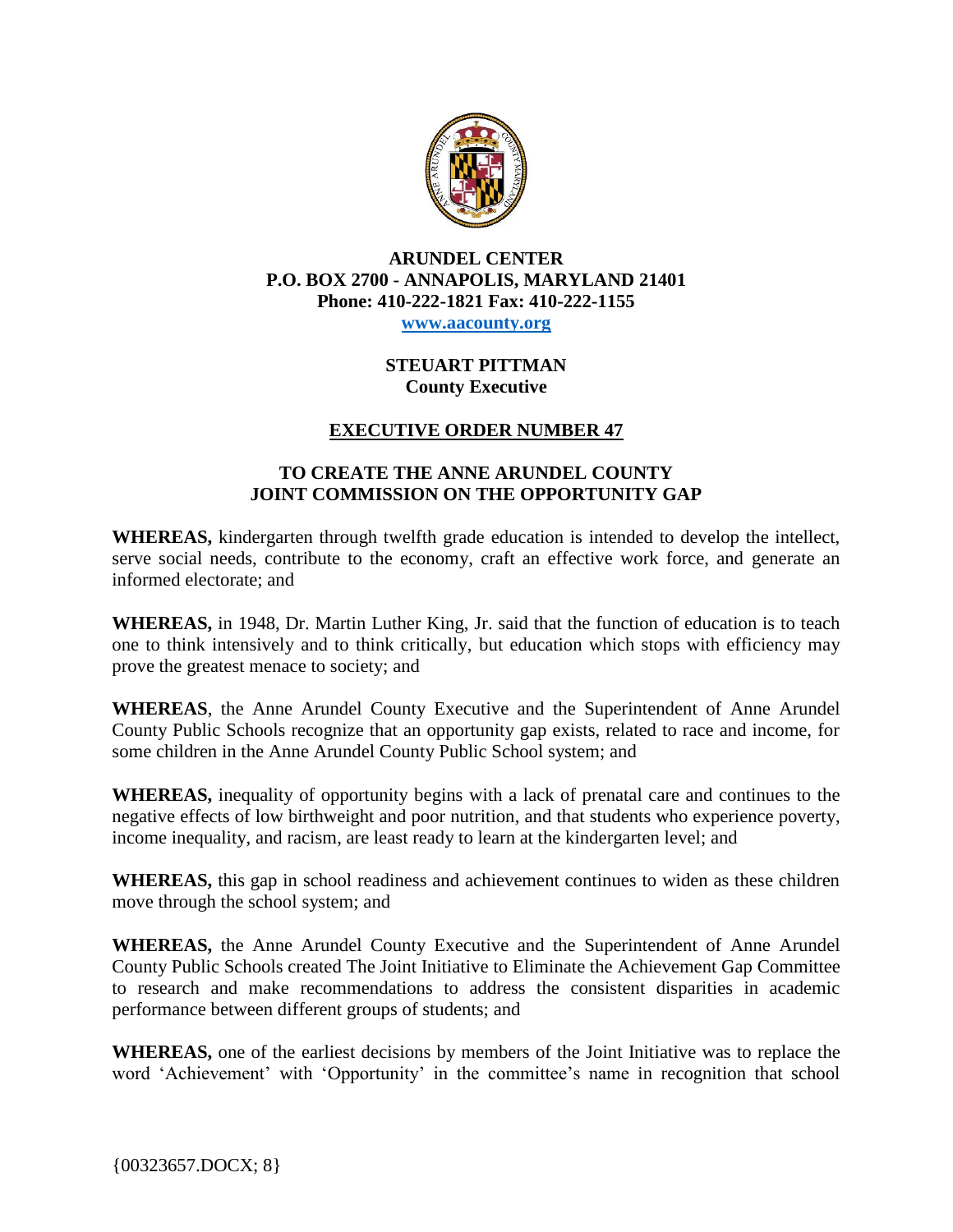**ARUNDEL CENTER**
**P.O. BOX 2700 - ANNAPOLIS, MARYLAND 21401**
**Phone: 410-222-1821 Fax: 410-222-1155**
**www.aacounty.org**

**STEUART PITTMAN**
**County Executive**

# EXECUTIVE ORDER NUMBER 47

## TO CREATE THE ANNE ARUNDEL COUNTY JOINT COMMISSION ON THE OPPORTUNITY GAP

**WHEREAS,** kindergarten through twelfth grade education is intended to develop the intellect, serve social needs, contribute to the economy, craft an effective work force, and generate an informed electorate; and

**WHEREAS,** in 1948, Dr. Martin Luther King, Jr. said that the function of education is to teach one to think intensively and to think critically, but education which stops with efficiency may prove the greatest menace to society; and

**WHEREAS**, the Anne Arundel County Executive and the Superintendent of Anne Arundel County Public Schools recognize that an opportunity gap exists, related to race and income, for some children in the Anne Arundel County Public School system; and

**WHEREAS,** inequality of opportunity begins with a lack of prenatal care and continues to the negative effects of low birthweight and poor nutrition, and that students who experience poverty, income inequality, and racism, are least ready to learn at the kindergarten level; and

**WHEREAS,** this gap in school readiness and achievement continues to widen as these children move through the school system; and

**WHEREAS,** the Anne Arundel County Executive and the Superintendent of Anne Arundel County Public Schools created The Joint Initiative to Eliminate the Achievement Gap Committee to research and make recommendations to address the consistent disparities in academic performance between different groups of students; and

**WHEREAS,** one of the earliest decisions by members of the Joint Initiative was to replace the word 'Achievement' with 'Opportunity' in the committee's name in recognition that school

{00323657.DOCX; 8}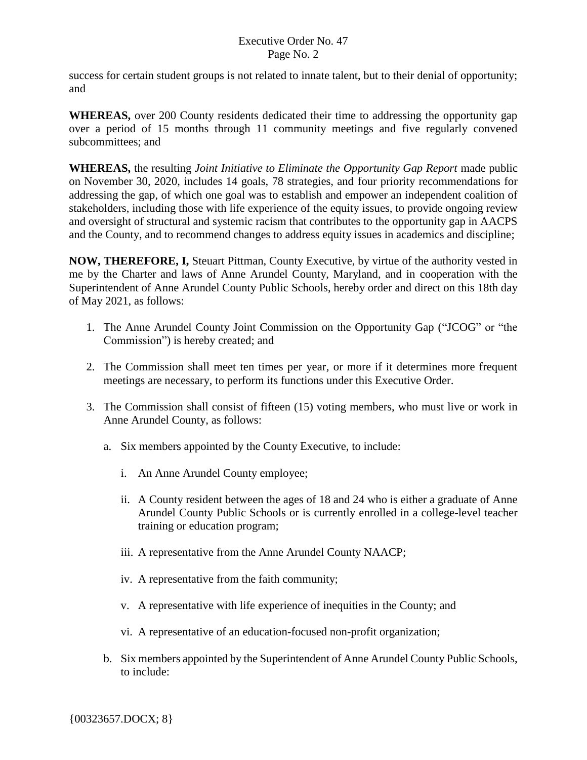success for certain student groups is not related to innate talent, but to their denial of opportunity; and

**WHEREAS,** over 200 County residents dedicated their time to addressing the opportunity gap over a period of 15 months through 11 community meetings and five regularly convened subcommittees; and

**WHEREAS,** the resulting *Joint Initiative to Eliminate the Opportunity Gap Report* made public on November 30, 2020, includes 14 goals, 78 strategies, and four priority recommendations for addressing the gap, of which one goal was to establish and empower an independent coalition of stakeholders, including those with life experience of the equity issues, to provide ongoing review and oversight of structural and systemic racism that contributes to the opportunity gap in AACPS and the County, and to recommend changes to address equity issues in academics and discipline;

**NOW, THEREFORE, I,** Steuart Pittman, County Executive, by virtue of the authority vested in me by the Charter and laws of Anne Arundel County, Maryland, and in cooperation with the Superintendent of Anne Arundel County Public Schools, hereby order and direct on this 18th day of May 2021, as follows:

1. The Anne Arundel County Joint Commission on the Opportunity Gap ("JCOG" or "the Commission") is hereby created; and

2. The Commission shall meet ten times per year, or more if it determines more frequent meetings are necessary, to perform its functions under this Executive Order.

3. The Commission shall consist of fifteen (15) voting members, who must live or work in Anne Arundel County, as follows:

   a. Six members appointed by the County Executive, to include:

      i. An Anne Arundel County employee;

      ii. A County resident between the ages of 18 and 24 who is either a graduate of Anne Arundel County Public Schools or is currently enrolled in a college-level teacher training or education program;

      iii. A representative from the Anne Arundel County NAACP;

      iv. A representative from the faith community;

      v. A representative with life experience of inequities in the County; and

      vi. A representative of an education-focused non-profit organization;

   b. Six members appointed by the Superintendent of Anne Arundel County Public Schools, to include:

{00323657.DOCX; 8}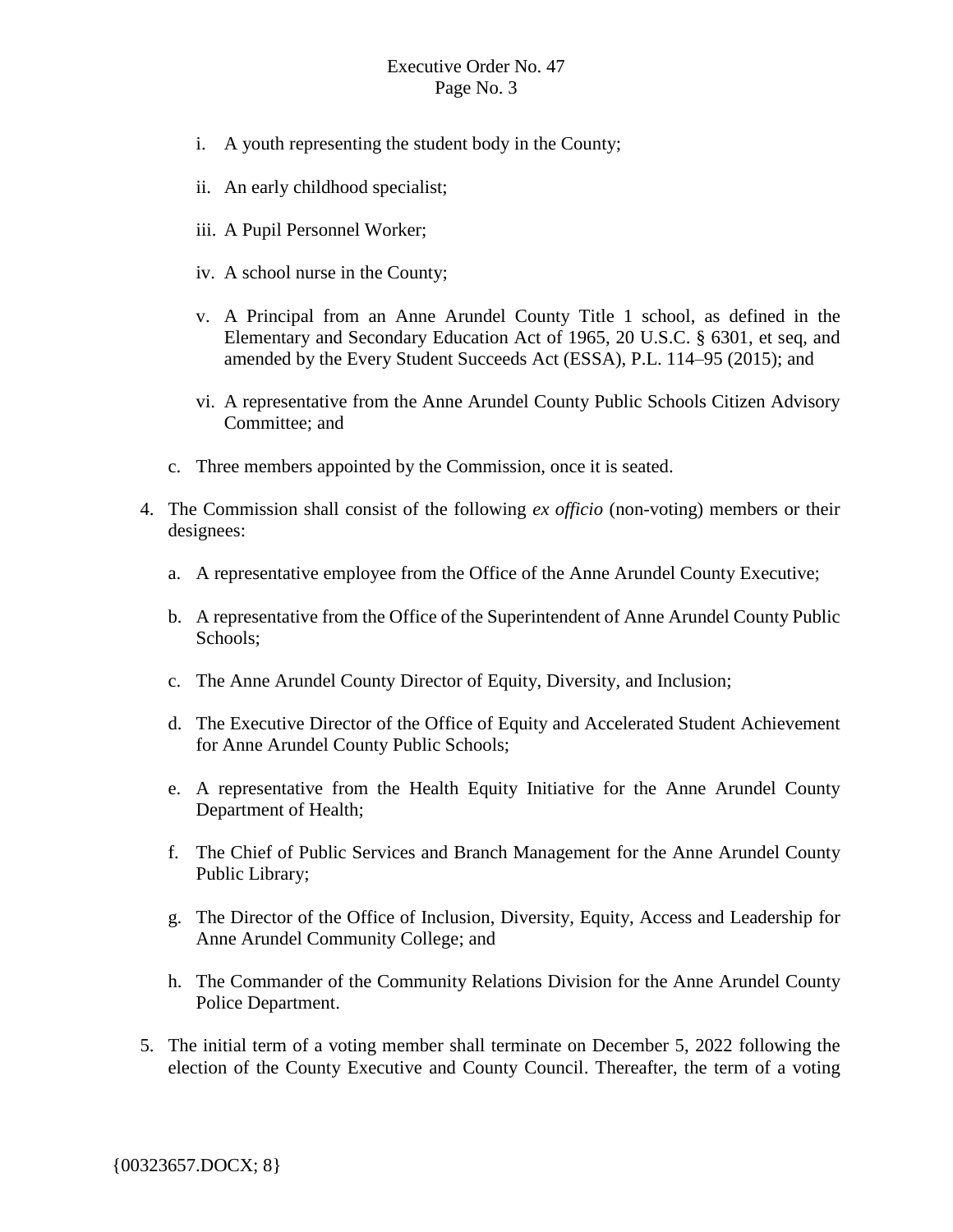i. A youth representing the student body in the County;

ii. An early childhood specialist;

iii. A Pupil Personnel Worker;

iv. A school nurse in the County;

v. A Principal from an Anne Arundel County Title 1 school, as defined in the Elementary and Secondary Education Act of 1965, 20 U.S.C. § 6301, et seq, and amended by the Every Student Succeeds Act (ESSA), P.L. 114–95 (2015); and

vi. A representative from the Anne Arundel County Public Schools Citizen Advisory Committee; and

c. Three members appointed by the Commission, once it is seated.

4. The Commission shall consist of the following *ex officio* (non-voting) members or their designees:

   a. A representative employee from the Office of the Anne Arundel County Executive;

   b. A representative from the Office of the Superintendent of Anne Arundel County Public Schools;

   c. The Anne Arundel County Director of Equity, Diversity, and Inclusion;

   d. The Executive Director of the Office of Equity and Accelerated Student Achievement for Anne Arundel County Public Schools;

   e. A representative from the Health Equity Initiative for the Anne Arundel County Department of Health;

   f. The Chief of Public Services and Branch Management for the Anne Arundel County Public Library;

   g. The Director of the Office of Inclusion, Diversity, Equity, Access and Leadership for Anne Arundel Community College; and

   h. The Commander of the Community Relations Division for the Anne Arundel County Police Department.

5. The initial term of a voting member shall terminate on December 5, 2022 following the election of the County Executive and County Council. Thereafter, the term of a voting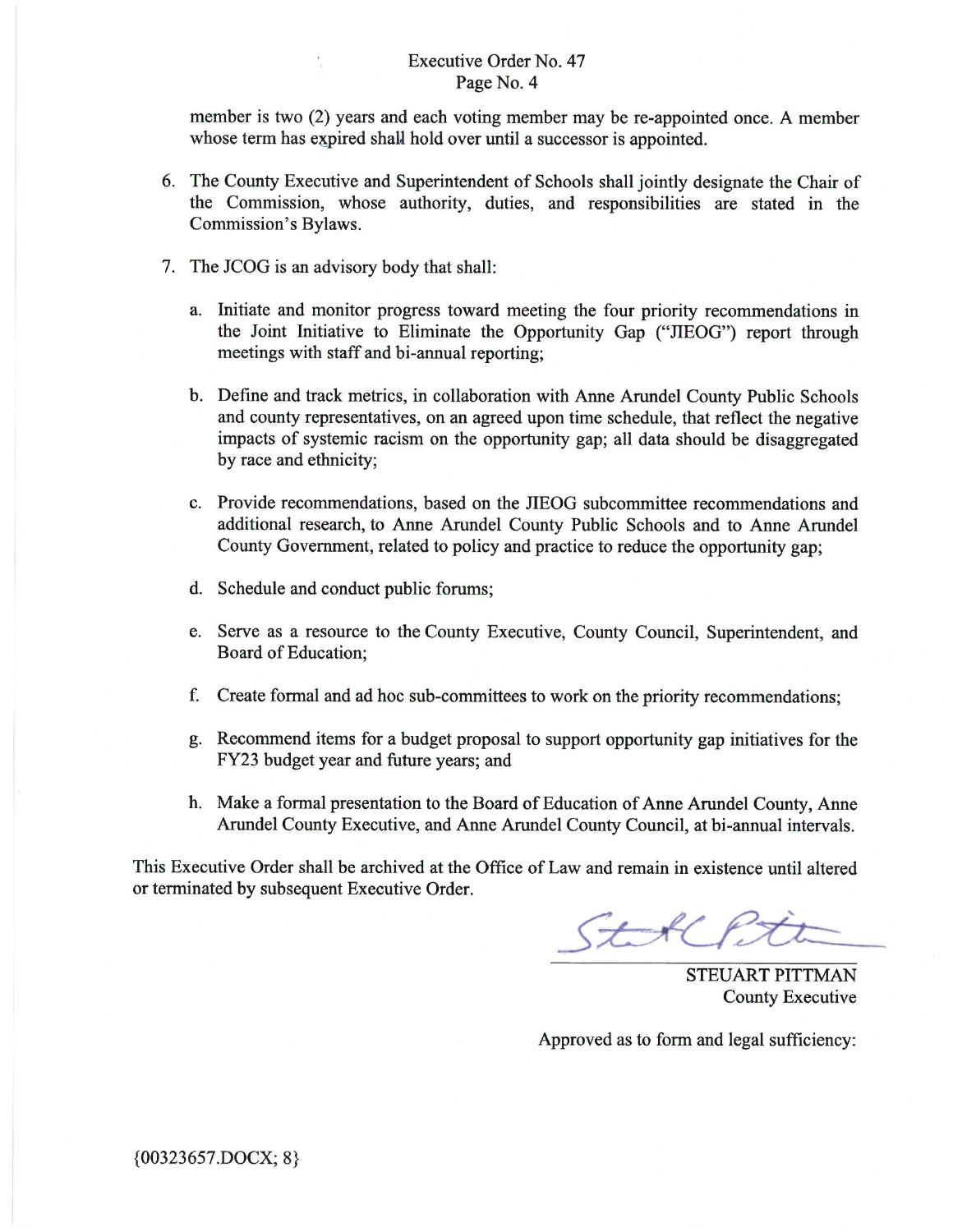member is two (2) years and each voting member may be re-appointed once. A member whose term has expired shall hold over until a successor is appointed.

6. The County Executive and Superintendent of Schools shall jointly designate the Chair of the Commission, whose authority, duties, and responsibilities are stated in the Commission's Bylaws.

7. The JCOG is an advisory body that shall:

   a. Initiate and monitor progress toward meeting the four priority recommendations in the Joint Initiative to Eliminate the Opportunity Gap ("JIEOG") report through meetings with staff and bi-annual reporting;

   b. Define and track metrics, in collaboration with Anne Arundel County Public Schools and county representatives, on an agreed upon time schedule, that reflect the negative impacts of systemic racism on the opportunity gap; all data should be disaggregated by race and ethnicity;

   c. Provide recommendations, based on the JIEOG subcommittee recommendations and additional research, to Anne Arundel County Public Schools and to Anne Arundel County Government, related to policy and practice to reduce the opportunity gap;

   d. Schedule and conduct public forums;

   e. Serve as a resource to the County Executive, County Council, Superintendent, and Board of Education;

   f. Create formal and ad hoc sub-committees to work on the priority recommendations;

   g. Recommend items for a budget proposal to support opportunity gap initiatives for the FY23 budget year and future years; and

   h. Make a formal presentation to the Board of Education of Anne Arundel County, Anne Arundel County Executive, and Anne Arundel County Council, at bi-annual intervals.

This Executive Order shall be archived at the Office of Law and remain in existence until altered or terminated by subsequent Executive Order.

STEUART PITTMAN
County Executive

Approved as to form and legal sufficiency:

{00323657.DOCX; 8}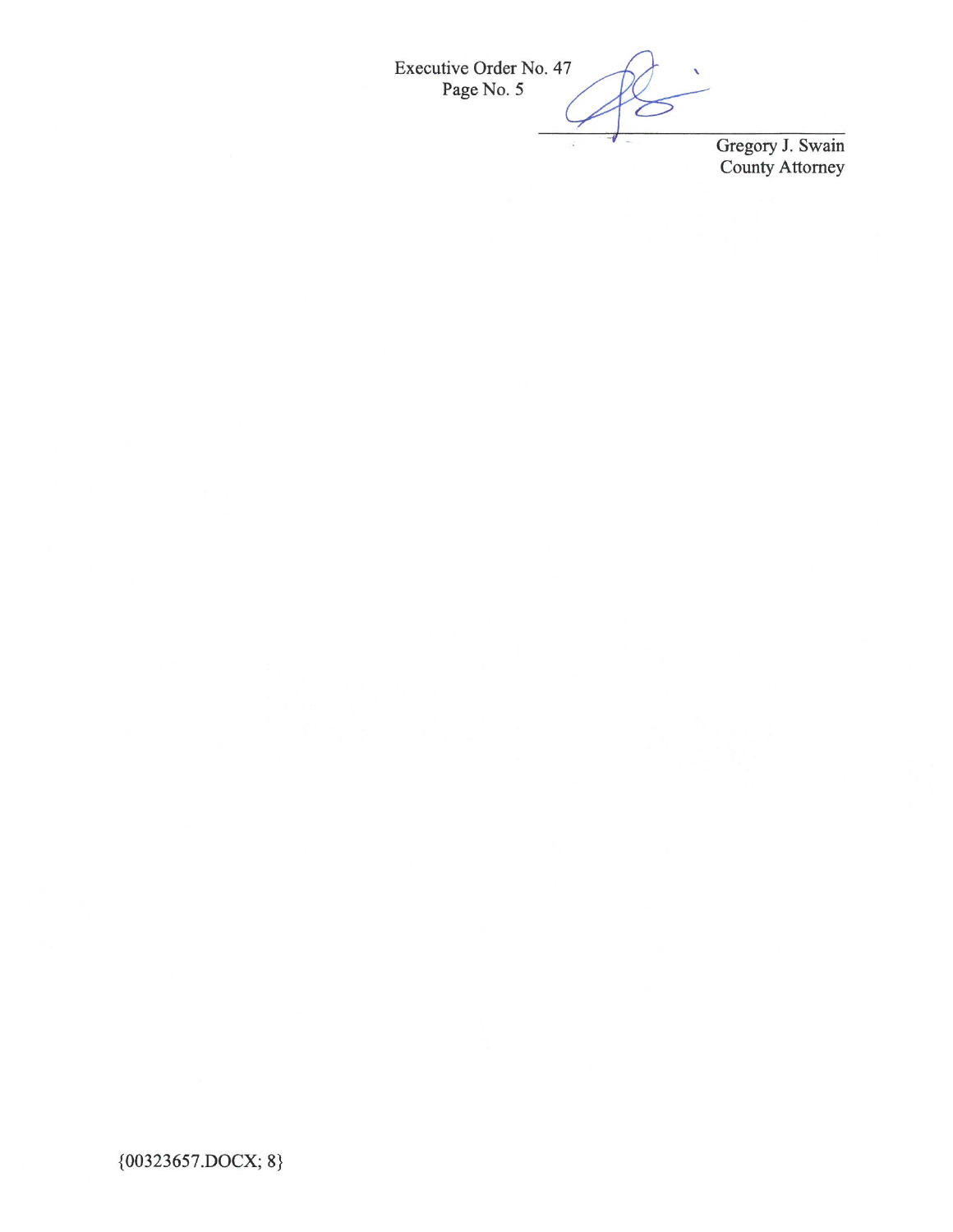Gregory J. Swain
County Attorney

{00323657.DOCX; 8}